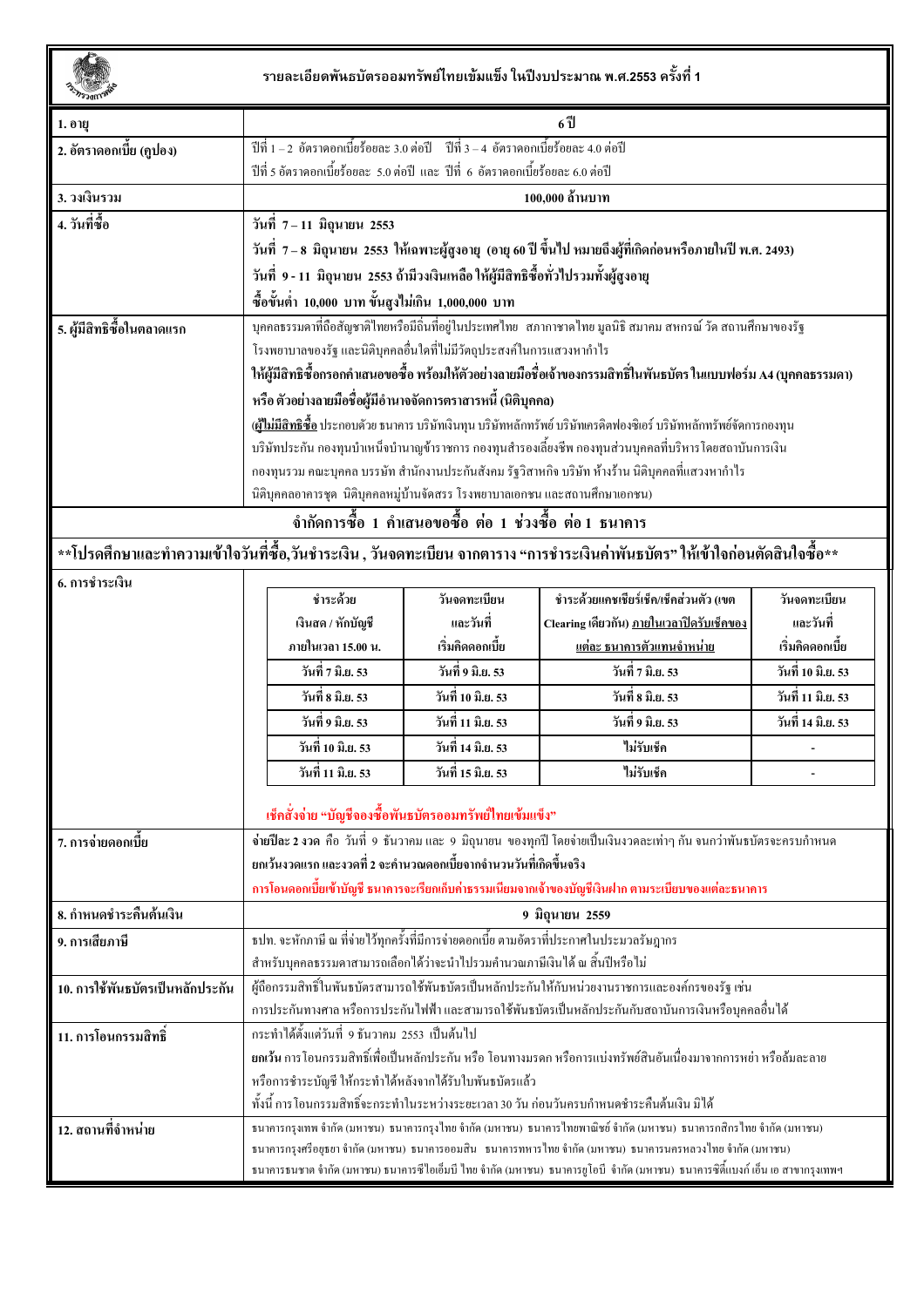# รายละเอียดพันธบัตรออมทรัพย์ไทยเข้มแข็ง ในปีงบประมาณ พ.ศ.2553 ครั้งที่ 1

| | |
|---|---|
| **1. อายุ** | **6 ปี** |
| **2. อัตราดอกเบี้ย (คูปอง)** | ปีที่ 1 – 2 อัตราดอกเบี้ยร้อยละ 3.0 ต่อปี ปีที่ 3 – 4 อัตราดอกเบี้ยร้อยละ 4.0 ต่อปี<br>ปีที่ 5 อัตราดอกเบี้ยร้อยละ 5.0 ต่อปี และ ปีที่ 6 อัตราดอกเบี้ยร้อยละ 6.0 ต่อปี |
| **3. วงเงินรวม** | **100,000 ล้านบาท** |
| **4. วันที่ซื้อ** | **วันที่ 7 – 11 มิถุนายน 2553**<br>**วันที่ 7 – 8 มิถุนายน 2553 ให้เฉพาะผู้สูงอายุ (อายุ 60 ปี ขึ้นไป หมายถึงผู้ที่เกิดก่อนหรือภายในปี พ.ศ. 2493)**<br>**วันที่ 9 - 11 มิถุนายน 2553 ถ้ามีวงเงินเหลือ ให้ผู้มีสิทธิซื้อทั่วไปรวมทั้งผู้สูงอายุ**<br>**ซื้อขั้นต่ำ 10,000 บาท ขั้นสูงไม่เกิน 1,000,000 บาท** |
| **5. ผู้มีสิทธิซื้อในตลาดแรก** | บุคคลธรรมดาที่ถือสัญชาติไทยหรือมีถิ่นที่อยู่ในประเทศไทย สภากาชาดไทย มูลนิธิ สมาคม สหกรณ์ วัด สถานศึกษาของรัฐ โรงพยาบาลของรัฐ และนิติบุคคลอื่นใดที่ไม่มีวัตถุประสงค์ในการแสวงหากำไร<br>**ให้ผู้มีสิทธิซื้อกรอกคำเสนอขอซื้อ พร้อมให้ตัวอย่างลายมือชื่อเจ้าของกรรมสิทธิ์ในพันธบัตร ในแบบฟอร์ม A4 (บุคคลธรรมดา) หรือ ตัวอย่างลายมือชื่อผู้มีอำนาจจัดการตราสารหนี้ (นิติบุคคล)**<br>(**ผู้ไม่มีสิทธิซื้อ** ประกอบด้วย ธนาคาร บริษัทเงินทุน บริษัทหลักทรัพย์ บริษัทเครดิตฟองซิเอร์ บริษัทหลักทรัพย์จัดการกองทุน บริษัทประกัน กองทุนบำเหน็จบำนาญข้าราชการ กองทุนสำรองเลี้ยงชีพ กองทุนส่วนบุคคลที่บริหารโดยสถาบันการเงิน กองทุนรวม คณะบุคคล บรรษัท สำนักงานประกันสังคม รัฐวิสาหกิจ บริษัท ห้างร้าน นิติบุคคลที่แสวงหากำไร นิติบุคคลอาคารชุด นิติบุคคลหมู่บ้านจัดสรร โรงพยาบาลเอกชน และสถานศึกษาเอกชน) |

**จำกัดการซื้อ 1 คำเสนอขอซื้อ ต่อ 1 ช่วงซื้อ ต่อ 1 ธนาคาร**

**\*\*โปรดศึกษาและทำความเข้าใจวันที่ซื้อ,วันชำระเงิน , วันจดทะเบียน จากตาราง "การชำระเงินค่าพันธบัตร" ให้เข้าใจก่อนตัดสินใจซื้อ\*\***

**6. การชำระเงิน**

| ชำระด้วย เงินสด / หักบัญชี ภายในเวลา 15.00 น. | วันจดทะเบียน และวันที่ เริ่มคิดดอกเบี้ย | ชำระด้วยแคชเชียร์เช็ค/เช็คส่วนตัว (เขต Clearing เดียวกัน) ภายในเวลาปิดรับเช็คของ แต่ละ ธนาคารตัวแทนจำหน่าย | วันจดทะเบียน และวันที่ เริ่มคิดดอกเบี้ย |
|---|---|---|---|
| วันที่ 7 มิ.ย. 53 | วันที่ 9 มิ.ย. 53 | วันที่ 7 มิ.ย. 53 | วันที่ 10 มิ.ย. 53 |
| วันที่ 8 มิ.ย. 53 | วันที่ 10 มิ.ย. 53 | วันที่ 8 มิ.ย. 53 | วันที่ 11 มิ.ย. 53 |
| วันที่ 9 มิ.ย. 53 | วันที่ 11 มิ.ย. 53 | วันที่ 9 มิ.ย. 53 | วันที่ 14 มิ.ย. 53 |
| วันที่ 10 มิ.ย. 53 | วันที่ 14 มิ.ย. 53 | ไม่รับเช็ค | - |
| วันที่ 11 มิ.ย. 53 | วันที่ 15 มิ.ย. 53 | ไม่รับเช็ค | - |

**เช็คสั่งจ่าย "บัญชีจองซื้อพันธบัตรออมทรัพย์ไทยเข้มแข็ง"**

| | |
|---|---|
| **7. การจ่ายดอกเบี้ย** | **จ่ายปีละ 2 งวด** คือ วันที่ 9 ธันวาคม และ 9 มิถุนายน ของทุกปี โดยจ่ายเป็นเงินงวดละเท่าๆ กัน จนกว่าพันธบัตรจะครบกำหนด<br>**ยกเว้นงวดแรก และงวดที่ 2 จะคำนวณดอกเบี้ยจากจำนวนวันที่เกิดขึ้นจริง**<br>**การโอนดอกเบี้ยเข้าบัญชี ธนาคารจะเรียกเก็บค่าธรรมเนียมจากเจ้าของบัญชีเงินฝาก ตามระเบียบของแต่ละธนาคาร** |
| **8. กำหนดชำระคืนต้นเงิน** | **9 มิถุนายน 2559** |
| **9. การเสียภาษี** | ธปท. จะหักภาษี ณ ที่จ่ายไว้ทุกครั้งที่มีการจ่ายดอกเบี้ย ตามอัตราที่ประกาศในประมวลรัษฎากร<br>สำหรับบุคคลธรรมดาสามารถเลือกได้ว่าจะนำไปรวมคำนวณภาษีเงินได้ ณ สิ้นปีหรือไม่ |
| **10. การใช้พันธบัตรเป็นหลักประกัน** | ผู้ถือกรรมสิทธิ์ในพันธบัตรสามารถใช้พันธบัตรเป็นหลักประกันให้กับหน่วยงานราชการและองค์กรของรัฐ เช่น การประกันทางศาล หรือการประกันไฟฟ้า และสามารถใช้พันธบัตรเป็นหลักประกันกับสถาบันการเงินหรือบุคคลอื่นได้ |
| **11. การโอนกรรมสิทธิ์** | กระทำได้ตั้งแต่วันที่ 9 ธันวาคม 2553 เป็นต้นไป<br>**ยกเว้น** การโอนกรรมสิทธิ์เพื่อเป็นหลักประกัน หรือ โอนทางมรดก หรือการแบ่งทรัพย์สินอันเนื่องมาจากการหย่า หรือล้มละลาย หรือการชำระบัญชี ให้กระทำได้หลังจากได้รับใบพันธบัตรแล้ว<br>ทั้งนี้ การโอนกรรมสิทธิ์จะกระทำในระหว่างระยะเวลา 30 วัน ก่อนวันครบกำหนดชำระคืนต้นเงิน มิได้ |
| **12. สถานที่จำหน่าย** | ธนาคารกรุงเทพ จำกัด (มหาชน) ธนาคารกรุงไทย จำกัด (มหาชน) ธนาคารไทยพาณิชย์ จำกัด (มหาชน) ธนาคารกสิกรไทย จำกัด (มหาชน)<br>ธนาคารกรุงศรีอยุธยา จำกัด (มหาชน) ธนาคารออมสิน ธนาคารทหารไทย จำกัด (มหาชน) ธนาคารนครหลวงไทย จำกัด (มหาชน)<br>ธนาคารธนชาต จำกัด (มหาชน) ธนาคารซีไอเอ็มบี ไทย จำกัด (มหาชน) ธนาคารยูโอบี จำกัด (มหาชน) ธนาคารซิตี้แบงก์ เอ็น เอ สาขากรุงเทพฯ |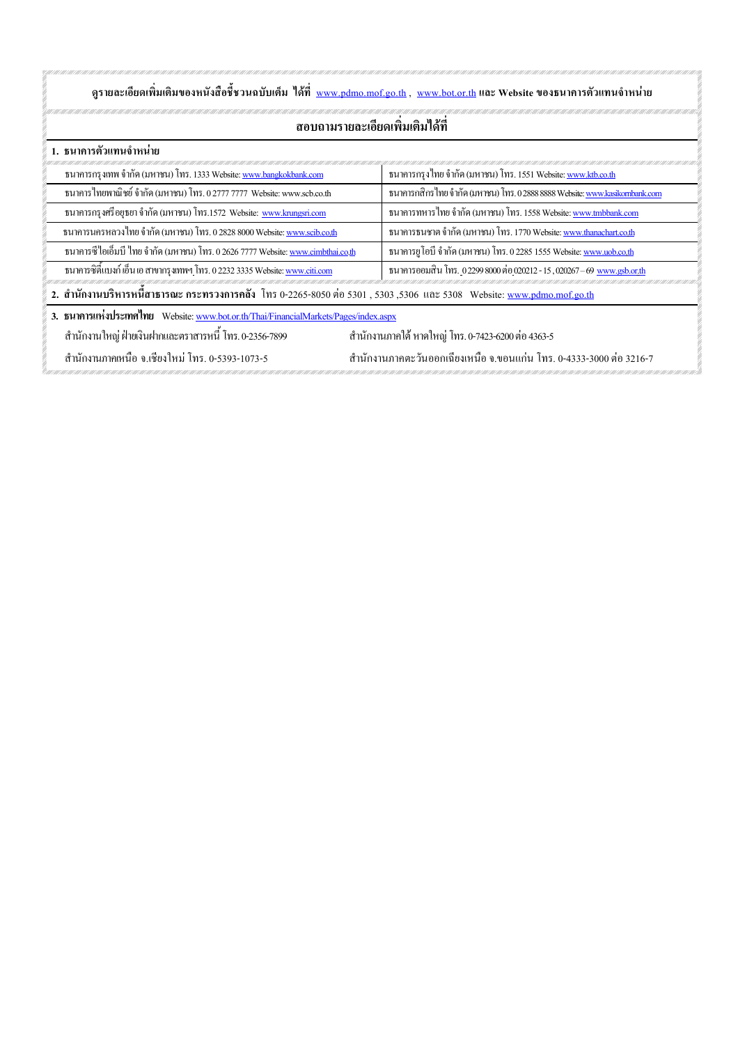**ดูรายละเอียดเพิ่มเติมของหนังสือชี้ชวนฉบับเต็ม ได้ที่ www.pdmo.mof.go.th , www.bot.or.th และ Website ของธนาคารตัวแทนจำหน่าย**

## สอบถามรายละเอียดเพิ่มเติมได้ที่

**1. ธนาคารตัวแทนจำหน่าย**

| | |
|---|---|
| ธนาคารกรุงเทพ จำกัด (มหาชน) โทร. 1333 Website: www.bangkokbank.com | ธนาคารกรุงไทย จำกัด (มหาชน) โทร. 1551 Website: www.ktb.co.th |
| ธนาคารไทยพาณิชย์ จำกัด (มหาชน) โทร. 0 2777 7777 Website: www.scb.co.th | ธนาคารกสิกรไทย จำกัด (มหาชน) โทร. 0 2888 8888 Website: www.kasikornbank.com |
| ธนาคารกรุงศรีอยุธยา จำกัด (มหาชน) โทร.1572 Website: www.krungsri.com | ธนาคารทหารไทย จำกัด (มหาชน) โทร. 1558 Website: www.tmbbank.com |
| ธนาคารนครหลวงไทย จำกัด (มหาชน) โทร. 0 2828 8000 Website: www.scib.co.th | ธนาคารธนชาต จำกัด (มหาชน) โทร. 1770 Website: www.thanachart.co.th |
| ธนาคารซีไอเอ็มบี ไทย จำกัด (มหาชน) โทร. 0 2626 7777 Website: www.cimbthai.co.th | ธนาคารยูโอบี จำกัด (มหาชน) โทร. 0 2285 1555 Website: www.uob.co.th |
| ธนาคารซิตี้แบงก์ เอ็นเอ สาขากรุงเทพฯ โทร. 0 2232 3335 Website: www.citi.com | ธนาคารออมสิน โทร. 0 2299 8000 ต่อ 020212 - 15 , 020267 – 69 www.gsb.or.th |

**2. สำนักงานบริหารหนี้สาธารณะ กระทรวงการคลัง** โทร 0-2265-8050 ต่อ 5301 , 5303 ,5306 และ 5308 Website: www.pdmo.mof.go.th

**3. ธนาคารแห่งประเทศไทย** Website: www.bot.or.th/Thai/FinancialMarkets/Pages/index.aspx

| | |
|---|---|
| สำนักงานใหญ่ ฝ่ายเงินฝากและตราสารหนี้ โทร. 0-2356-7899 | สำนักงานภาคใต้ หาดใหญ่ โทร. 0-7423-6200 ต่อ 4363-5 |
| สำนักงานภาคเหนือ จ.เชียงใหม่ โทร. 0-5393-1073-5 | สำนักงานภาคตะวันออกเฉียงเหนือ จ.ขอนแก่น โทร. 0-4333-3000 ต่อ 3216-7 |